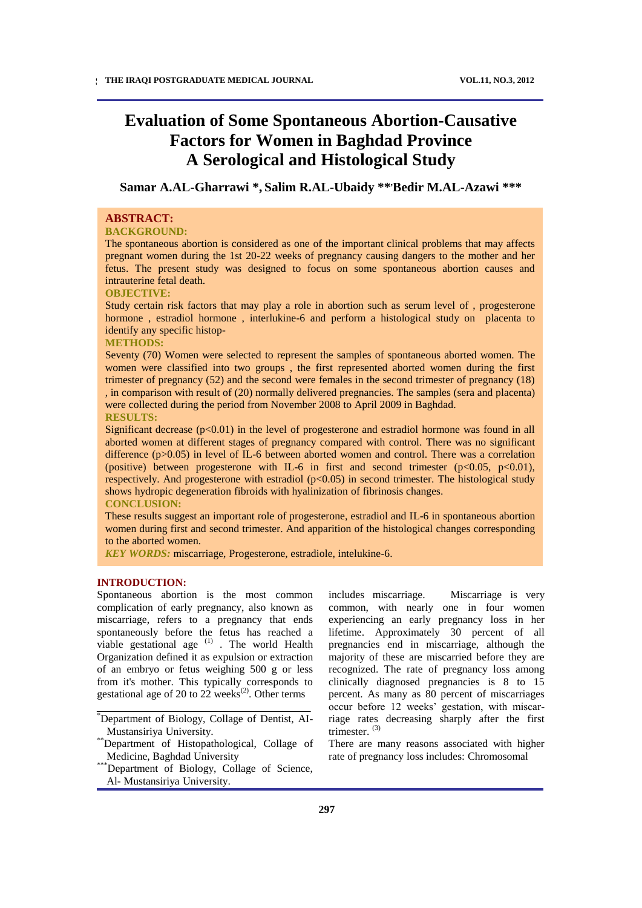# Evaluation of Some Spontaneous Abortion-Causative Factors for Women in Baghdad Province A Serological and Histological Study

**Samar A.AL-Gharrawi \*, Salim R.AL-Ubaidy \*\*, Bedir M.AL-Azawi \*\*\***

## ABSTRACT:

### BACKGROUND:

The spontaneous abortion is considered as one of the important clinical problems that may affects pregnant women during the 1st 20-22 weeks of pregnancy causing dangers to the mother and her fetus. The present study was designed to focus on some spontaneous abortion causes and intrauterine fetal death.

### OBJECTIVE:

Study certain risk factors that may play a role in abortion such as serum level of , progesterone hormone , estradiol hormone , interlukine-6 and perform a histological study on placenta to identify any specific histop-

### METHODS:

Seventy (70) Women were selected to represent the samples of spontaneous aborted women. The women were classified into two groups , the first represented aborted women during the first trimester of pregnancy (52) and the second were females in the second trimester of pregnancy (18) , in comparison with result of (20) normally delivered pregnancies. The samples (sera and placenta) were collected during the period from November 2008 to April 2009 in Baghdad.

### RESULTS:

Significant decrease ($p<0.01$) in the level of progesterone and estradiol hormone was found in all aborted women at different stages of pregnancy compared with control. There was no significant difference ($p>0.05$) in level of IL-6 between aborted women and control. There was a correlation (positive) between progesterone with IL-6 in first and second trimester ($p<0.05$, $p<0.01$), respectively. And progesterone with estradiol ($p<0.05$) in second trimester. The histological study shows hydropic degeneration fibroids with hyalinization of fibrinosis changes.

### CONCLUSION:

These results suggest an important role of progesterone, estradiol and IL-6 in spontaneous abortion women during first and second trimester. And apparition of the histological changes corresponding to the aborted women.

*KEY WORDS:* miscarriage, Progesterone, estradiole, intelukine-6.

## INTRODUCTION:

Spontaneous abortion is the most common complication of early pregnancy, also known as miscarriage, refers to a pregnancy that ends spontaneously before the fetus has reached a viable gestational age [1] . The world Health Organization defined it as expulsion or extraction of an embryo or fetus weighing 500 g or less from it's mother. This typically corresponds to gestational age of 20 to 22 weeks[2]. Other terms includes miscarriage. Miscarriage is very common, with nearly one in four women experiencing an early pregnancy loss in her lifetime. Approximately 30 percent of all pregnancies end in miscarriage, although the majority of these are miscarried before they are recognized. The rate of pregnancy loss among clinically diagnosed pregnancies is 8 to 15 percent. As many as 80 percent of miscarriages occur before 12 weeks' gestation, with miscarriage rates decreasing sharply after the first trimester. [3]

There are many reasons associated with higher rate of pregnancy loss includes: Chromosomal

---

\*Department of Biology, Collage of Dentist, Al-Mustansiriya University.

\*\*Department of Histopathological, Collage of Medicine, Baghdad University

\*\*\*Department of Biology, Collage of Science, Al- Mustansiriya University.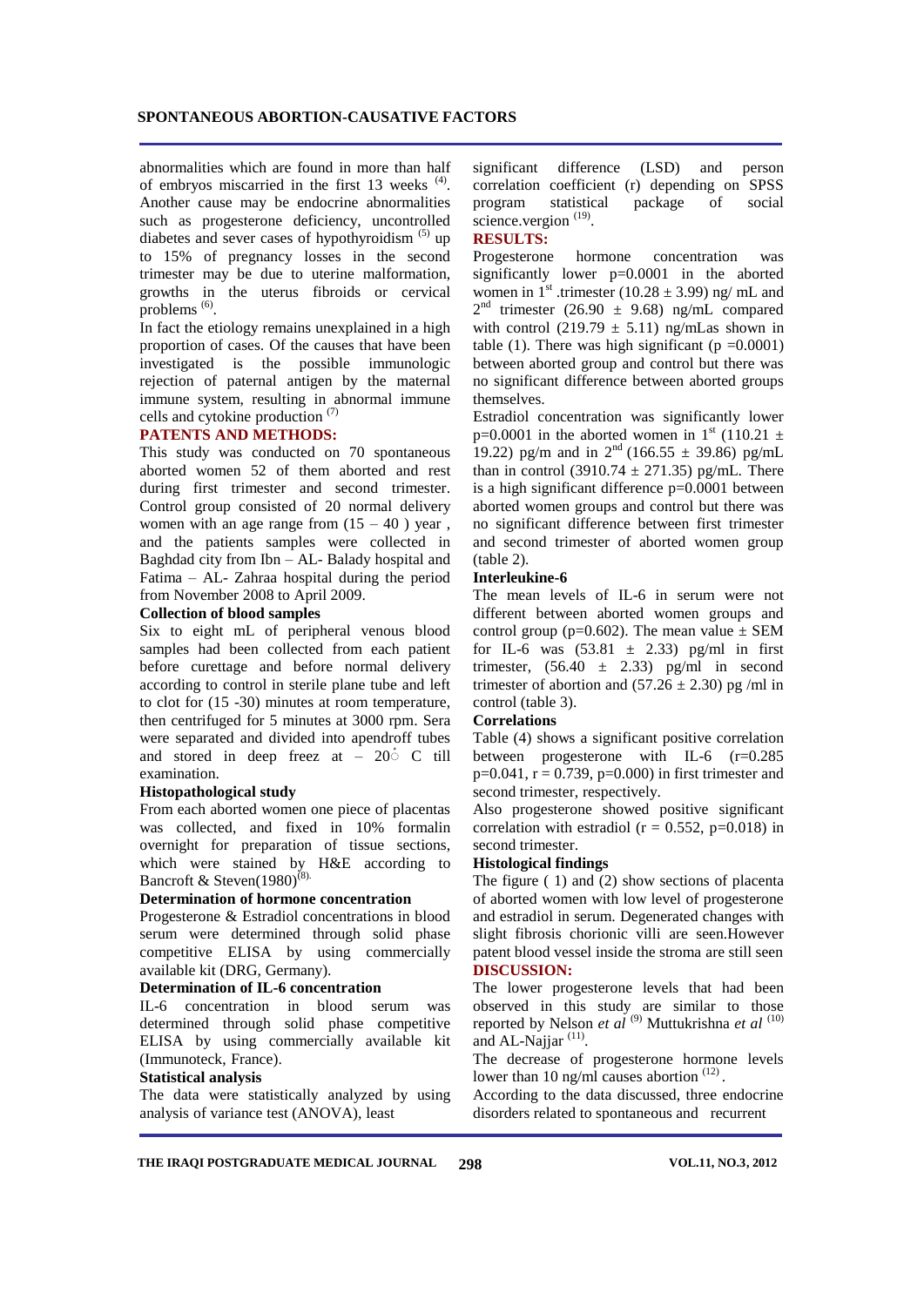abnormalities which are found in more than half of embryos miscarried in the first 13 weeks [4]. Another cause may be endocrine abnormalities such as progesterone deficiency, uncontrolled diabetes and sever cases of hypothyroidism [5] up to 15% of pregnancy losses in the second trimester may be due to uterine malformation, growths in the uterus fibroids or cervical problems [6].

In fact the etiology remains unexplained in a high proportion of cases. Of the causes that have been investigated is the possible immunologic rejection of paternal antigen by the maternal immune system, resulting in abnormal immune cells and cytokine production [7]

## PATENTS AND METHODS:

This study was conducted on 70 spontaneous aborted women 52 of them aborted and rest during first trimester and second trimester. Control group consisted of 20 normal delivery women with an age range from (15 – 40 ) year , and the patients samples were collected in Baghdad city from Ibn – AL- Balady hospital and Fatima – AL- Zahraa hospital during the period from November 2008 to April 2009.

### Collection of blood samples

Six to eight mL of peripheral venous blood samples had been collected from each patient before curettage and before normal delivery according to control in sterile plane tube and left to clot for (15 -30) minutes at room temperature, then centrifuged for 5 minutes at 3000 rpm. Sera were separated and divided into apendroff tubes and stored in deep freez at – 20̊ C till examination.

### Histopathological study

From each aborted women one piece of placentas was collected, and fixed in 10% formalin overnight for preparation of tissue sections, which were stained by H&E according to Bancroft & Steven(1980)[8].

### Determination of hormone concentration

Progesterone & Estradiol concentrations in blood serum were determined through solid phase competitive ELISA by using commercially available kit (DRG, Germany).

### Determination of IL-6 concentration

IL-6 concentration in blood serum was determined through solid phase competitive ELISA by using commercially available kit (Immunoteck, France).

### Statistical analysis

The data were statistically analyzed by using analysis of variance test (ANOVA), least significant difference (LSD) and person correlation coefficient (r) depending on SPSS program statistical package of social science.vergion [19].

## RESULTS:

Progesterone hormone concentration was significantly lower p=0.0001 in the aborted women in 1st .trimester (10.28 ± 3.99) ng/ mL and 2nd trimester (26.90 ± 9.68) ng/mL compared with control (219.79 ± 5.11) ng/mLas shown in table (1). There was high significant (p =0.0001) between aborted group and control but there was no significant difference between aborted groups themselves.

Estradiol concentration was significantly lower p=0.0001 in the aborted women in 1st (110.21 ± 19.22) pg/m and in 2nd (166.55 ± 39.86) pg/mL than in control (3910.74 ± 271.35) pg/mL. There is a high significant difference p=0.0001 between aborted women groups and control but there was no significant difference between first trimester and second trimester of aborted women group (table 2).

### Interleukine-6

The mean levels of IL-6 in serum were not different between aborted women groups and control group (p=0.602). The mean value ± SEM for IL-6 was (53.81 ± 2.33) pg/ml in first trimester, (56.40 ± 2.33) pg/ml in second trimester of abortion and (57.26 ± 2.30) pg /ml in control (table 3).

### Correlations

Table (4) shows a significant positive correlation between progesterone with IL-6 (r=0.285 p=0.041, r = 0.739, p=0.000) in first trimester and second trimester, respectively.

Also progesterone showed positive significant correlation with estradiol (r = 0.552, p=0.018) in second trimester.

### Histological findings

The figure ( 1) and (2) show sections of placenta of aborted women with low level of progesterone and estradiol in serum. Degenerated changes with slight fibrosis chorionic villi are seen.However patent blood vessel inside the stroma are still seen

## DISCUSSION:

The lower progesterone levels that had been observed in this study are similar to those reported by Nelson *et al* [9] Muttukrishna *et al* [10] and AL-Najjar [11].

The decrease of progesterone hormone levels lower than 10 ng/ml causes abortion [12].

According to the data discussed, three endocrine disorders related to spontaneous and recurrent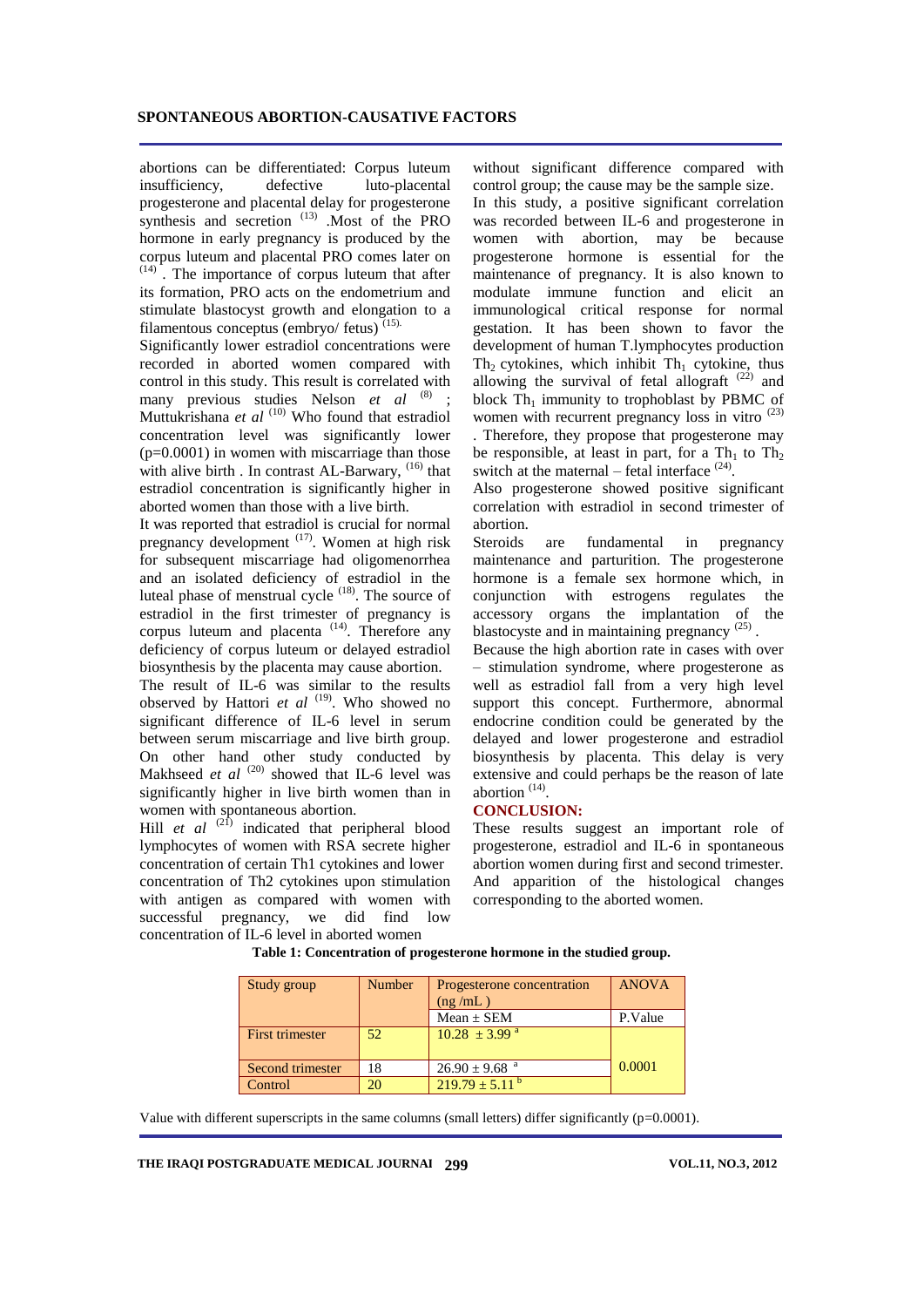abortions can be differentiated: Corpus luteum insufficiency, defective luto-placental progesterone and placental delay for progesterone synthesis and secretion [13] .Most of the PRO hormone in early pregnancy is produced by the corpus luteum and placental PRO comes later on [14] . The importance of corpus luteum that after its formation, PRO acts on the endometrium and stimulate blastocyst growth and elongation to a filamentous conceptus (embryo/ fetus) [15].

Significantly lower estradiol concentrations were recorded in aborted women compared with control in this study. This result is correlated with many previous studies Nelson *et al* [8] ; Muttukrishana *et al* [10] Who found that estradiol concentration level was significantly lower (p=0.0001) in women with miscarriage than those with alive birth . In contrast AL-Barwary, [16] that estradiol concentration is significantly higher in aborted women than those with a live birth.

It was reported that estradiol is crucial for normal pregnancy development [17]. Women at high risk for subsequent miscarriage had oligomenorrhea and an isolated deficiency of estradiol in the luteal phase of menstrual cycle [18]. The source of estradiol in the first trimester of pregnancy is corpus luteum and placenta [14]. Therefore any deficiency of corpus luteum or delayed estradiol biosynthesis by the placenta may cause abortion.

The result of IL-6 was similar to the results observed by Hattori *et al* [19]. Who showed no significant difference of IL-6 level in serum between serum miscarriage and live birth group. On other hand other study conducted by Makhseed *et al* [20] showed that IL-6 level was significantly higher in live birth women than in women with spontaneous abortion.

Hill *et al* [21] indicated that peripheral blood lymphocytes of women with RSA secrete higher concentration of certain Th1 cytokines and lower concentration of Th2 cytokines upon stimulation with antigen as compared with women with successful pregnancy, we did find low concentration of IL-6 level in aborted women without significant difference compared with control group; the cause may be the sample size.

In this study, a positive significant correlation was recorded between IL-6 and progesterone in women with abortion, may be because progesterone hormone is essential for the maintenance of pregnancy. It is also known to modulate immune function and elicit an immunological critical response for normal gestation. It has been shown to favor the development of human T.lymphocytes production $Th_2$ cytokines, which inhibit $Th_1$ cytokine, thus allowing the survival of fetal allograft [22] and block $Th_1$ immunity to trophoblast by PBMC of women with recurrent pregnancy loss in vitro [23] . Therefore, they propose that progesterone may be responsible, at least in part, for a $Th_1$ to $Th_2$ switch at the maternal – fetal interface [24].

Also progesterone showed positive significant correlation with estradiol in second trimester of abortion.

Steroids are fundamental in pregnancy maintenance and parturition. The progesterone hormone is a female sex hormone which, in conjunction with estrogens regulates the accessory organs the implantation of the blastocyste and in maintaining pregnancy [25] .

Because the high abortion rate in cases with over – stimulation syndrome, where progesterone as well as estradiol fall from a very high level support this concept. Furthermore, abnormal endocrine condition could be generated by the delayed and lower progesterone and estradiol biosynthesis by placenta. This delay is very extensive and could perhaps be the reason of late abortion [14].

## CONCLUSION:

These results suggest an important role of progesterone, estradiol and IL-6 in spontaneous abortion women during first and second trimester. And apparition of the histological changes corresponding to the aborted women.

**Table 1: Concentration of progesterone hormone in the studied group.**

| Study group | Number | Progesterone concentration (ng /mL ) | ANOVA |
|---|---|---|---|
| | | Mean ± SEM | P.Value |
| First trimester | 52 | 10.28 ± 3.99 [a] | 0.0001 |
| Second trimester | 18 | 26.90 ± 9.68 [a] | |
| Control | 20 | 219.79 ± 5.11 [b] | |

Value with different superscripts in the same columns (small letters) differ significantly (p=0.0001).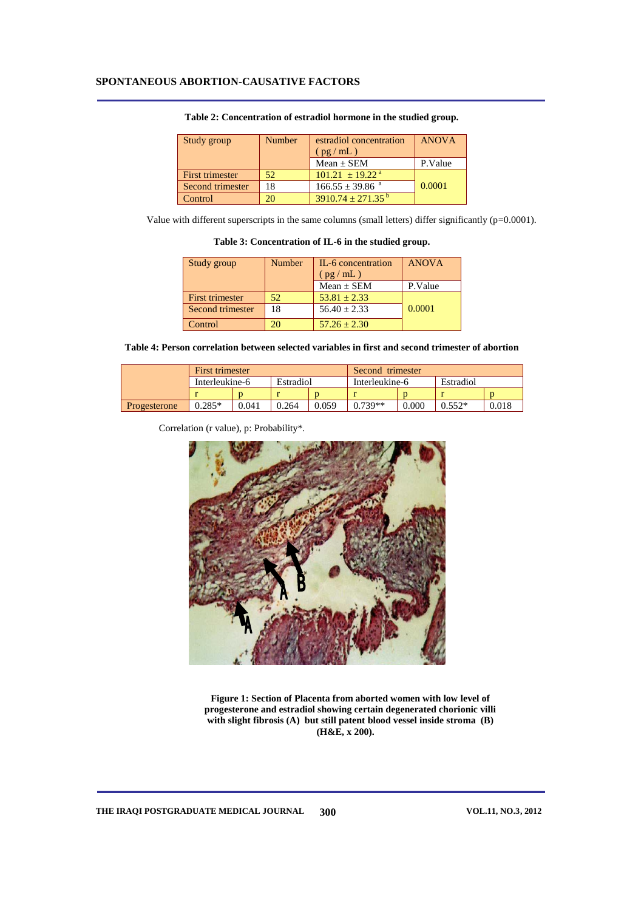**Table 2: Concentration of estradiol hormone in the studied group.**

| Study group | Number | estradiol concentration ( pg / mL ) | ANOVA |
|---|---|---|---|
| | | Mean ± SEM | P.Value |
| First trimester | 52 | 101.21 ± 19.22 [a] | 0.0001 |
| Second trimester | 18 | 166.55 ± 39.86 [a] | |
| Control | 20 | 3910.74 ± 271.35 [b] | |

Value with different superscripts in the same columns (small letters) differ significantly (p=0.0001).

**Table 3: Concentration of IL-6 in the studied group.**

| Study group | Number | IL-6 concentration ( pg / mL ) | ANOVA |
|---|---|---|---|
| | | Mean ± SEM | P.Value |
| First trimester | 52 | 53.81 ± 2.33 | 0.0001 |
| Second trimester | 18 | 56.40 ± 2.33 | |
| Control | 20 | 57.26 ± 2.30 | |

**Table 4: Person correlation between selected variables in first and second trimester of abortion**

| | First trimester | | | | Second trimester | | | |
|---|---|---|---|---|---|---|---|---|
| | Interleukine-6 | | Estradiol | | Interleukine-6 | | Estradiol | |
| | r | p | r | p | r | p | r | p |
| Progesterone | 0.285* | 0.041 | 0.264 | 0.059 | 0.739** | 0.000 | 0.552* | 0.018 |

Correlation (r value), p: Probability*.

**Figure 1: Section of Placenta from aborted women with low level of progesterone and estradiol showing certain degenerated chorionic villi with slight fibrosis (A) but still patent blood vessel inside stroma (B) (H&E, x 200).**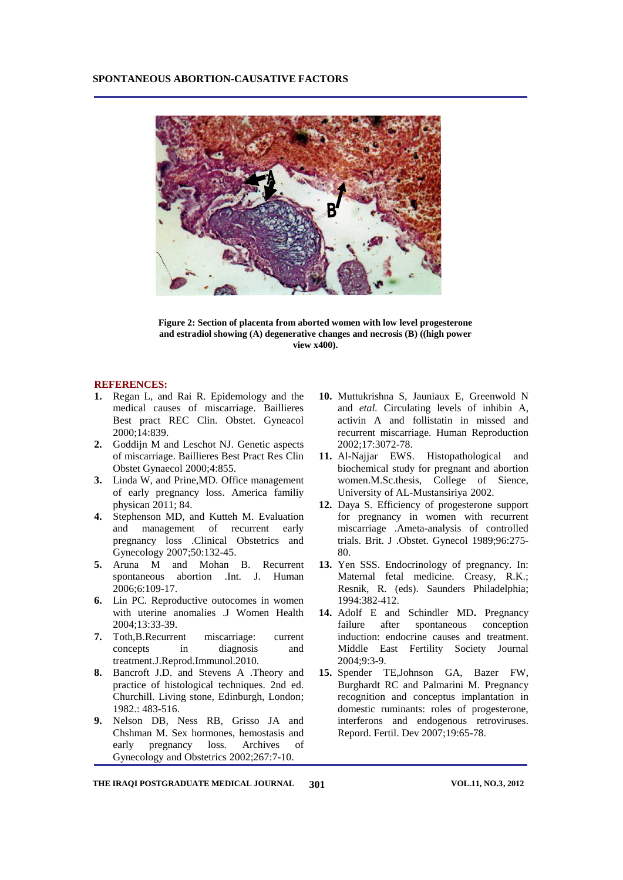Figure 2: Section of placenta from aborted women with low level progesterone and estradiol showing (A) degenerative changes and necrosis (B) ((high power view x400).

## REFERENCES:

1. Regan L, and Rai R. Epidemology and the medical causes of miscarriage. Baillieres Best pract REC Clin. Obstet. Gyneacol 2000;14:839.
2. Goddijn M and Leschot NJ. Genetic aspects of miscarriage. Baillieres Best Pract Res Clin Obstet Gynaecol 2000;4:855.
3. Linda W, and Prine,MD. Office management of early pregnancy loss. America familiy physican 2011; 84.
4. Stephenson MD, and Kutteh M. Evaluation and management of recurrent early pregnancy loss .Clinical Obstetrics and Gynecology 2007;50:132-45.
5. Aruna M and Mohan B. Recurrent spontaneous abortion .Int. J. Human 2006;6:109-17.
6. Lin PC. Reproductive outocomes in women with uterine anomalies .J Women Health 2004;13:33-39.
7. Toth,B.Recurrent miscarriage: current concepts in diagnosis and treatment.J.Reprod.Immunol.2010.
8. Bancroft J.D. and Stevens A .Theory and practice of histological techniques. 2nd ed. Churchill. Living stone, Edinburgh, London; 1982.: 483-516.
9. Nelson DB, Ness RB, Grisso JA and Chshman M. Sex hormones, hemostasis and early pregnancy loss. Archives of Gynecology and Obstetrics 2002;267:7-10.
10. Muttukrishna S, Jauniaux E, Greenwold N and *etal.* Circulating levels of inhibin A, activin A and follistatin in missed and recurrent miscarriage. Human Reproduction 2002;17:3072-78.
11. Al-Najjar EWS. Histopathological and biochemical study for pregnant and abortion women.M.Sc.thesis, College of Sience, University of AL-Mustansiriya 2002.
12. Daya S. Efficiency of progesterone support for pregnancy in women with recurrent miscarriage .Ameta-analysis of controlled trials. Brit. J .Obstet. Gynecol 1989;96:275-80.
13. Yen SSS. Endocrinology of pregnancy. In: Maternal fetal medicine. Creasy, R.K.; Resnik, R. (eds). Saunders Philadelphia; 1994:382-412.
14. Adolf E and Schindler MD**.** Pregnancy failure after spontaneous conception induction: endocrine causes and treatment. Middle East Fertility Society Journal 2004;9:3-9.
15. Spender TE,Johnson GA, Bazer FW, Burghardt RC and Palmarini M. Pregnancy recognition and conceptus implantation in domestic ruminants: roles of progesterone, interferons and endogenous retroviruses. Repord. Fertil. Dev 2007;19:65-78.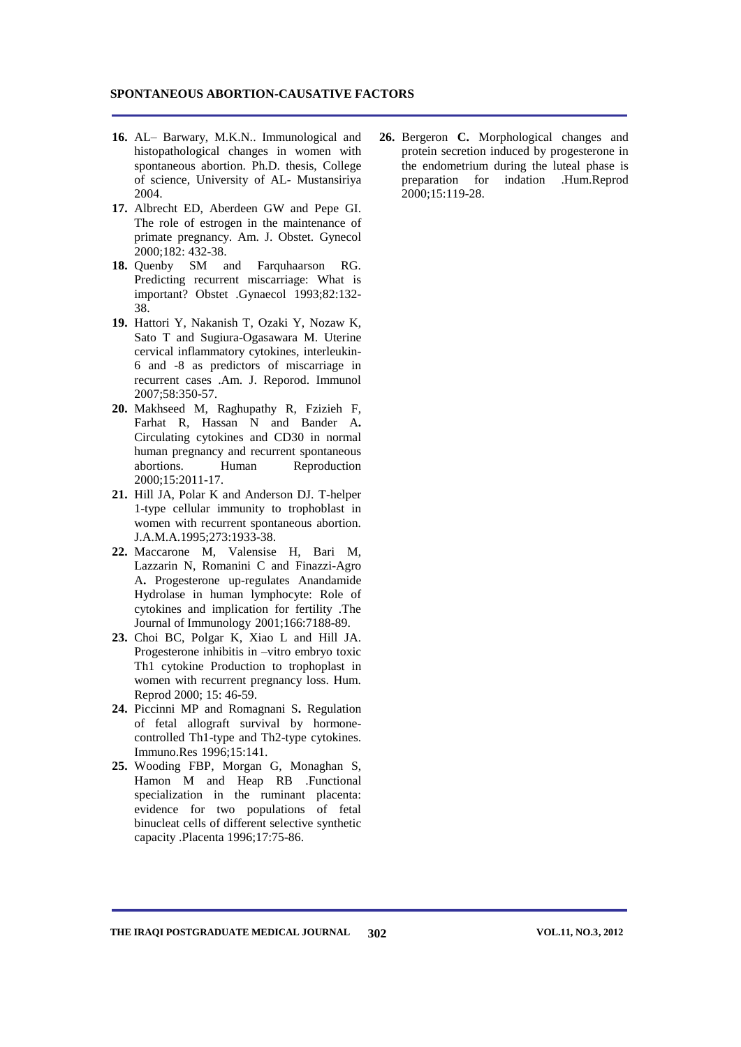16. AL– Barwary, M.K.N.. Immunological and histopathological changes in women with spontaneous abortion. Ph.D. thesis, College of science, University of AL- Mustansiriya 2004.
17. Albrecht ED, Aberdeen GW and Pepe GI. The role of estrogen in the maintenance of primate pregnancy. Am. J. Obstet. Gynecol 2000;182: 432-38.
18. Quenby SM and Farquhaarson RG. Predicting recurrent miscarriage: What is important? Obstet .Gynaecol 1993;82:132-38.
19. Hattori Y, Nakanish T, Ozaki Y, Nozaw K, Sato T and Sugiura-Ogasawara M. Uterine cervical inflammatory cytokines, interleukin-6 and -8 as predictors of miscarriage in recurrent cases .Am. J. Reporod. Immunol 2007;58:350-57.
20. Makhseed M, Raghupathy R, Fzizieh F, Farhat R, Hassan N and Bander A**.** Circulating cytokines and CD30 in normal human pregnancy and recurrent spontaneous abortions. Human Reproduction 2000;15:2011-17.
21. Hill JA, Polar K and Anderson DJ. T-helper 1-type cellular immunity to trophoblast in women with recurrent spontaneous abortion. J.A.M.A.1995;273:1933-38.
22. Maccarone M, Valensise H, Bari M, Lazzarin N, Romanini C and Finazzi-Agro A**.** Progesterone up-regulates Anandamide Hydrolase in human lymphocyte: Role of cytokines and implication for fertility .The Journal of Immunology 2001;166:7188-89.
23. Choi BC, Polgar K, Xiao L and Hill JA. Progesterone inhibitis in –vitro embryo toxic Th1 cytokine Production to trophoplast in women with recurrent pregnancy loss. Hum. Reprod 2000; 15: 46-59.
24. Piccinni MP and Romagnani S**.** Regulation of fetal allograft survival by hormone-controlled Th1-type and Th2-type cytokines. Immuno.Res 1996;15:141.
25. Wooding FBP, Morgan G, Monaghan S, Hamon M and Heap RB .Functional specialization in the ruminant placenta: evidence for two populations of fetal binucleat cells of different selective synthetic capacity .Placenta 1996;17:75-86.
26. Bergeron **C.** Morphological changes and protein secretion induced by progesterone in the endometrium during the luteal phase is preparation for indation .Hum.Reprod 2000;15:119-28.